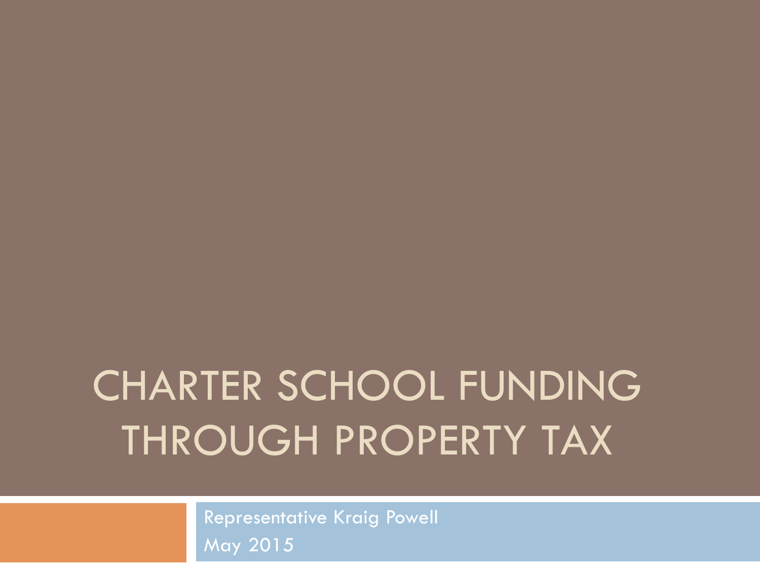# CHARTER SCHOOL FUNDING THROUGH PROPERTY TAX

Representative Kraig Powell
May 2015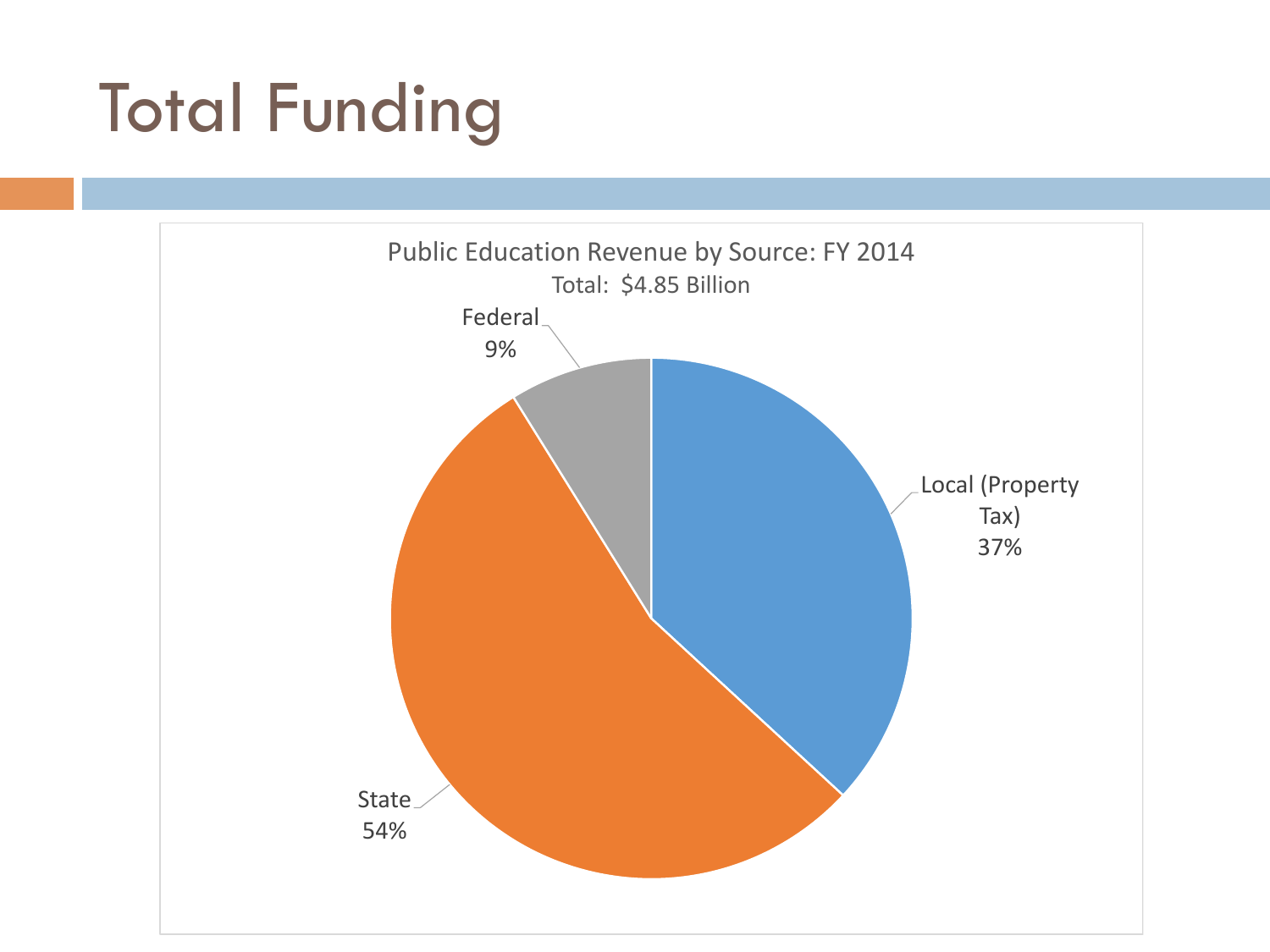# Total Funding

Public Education Revenue by Source: FY 2014

Total: $4.85 Billion

- Federal 9%
- Local (Property Tax) 37%
- State 54%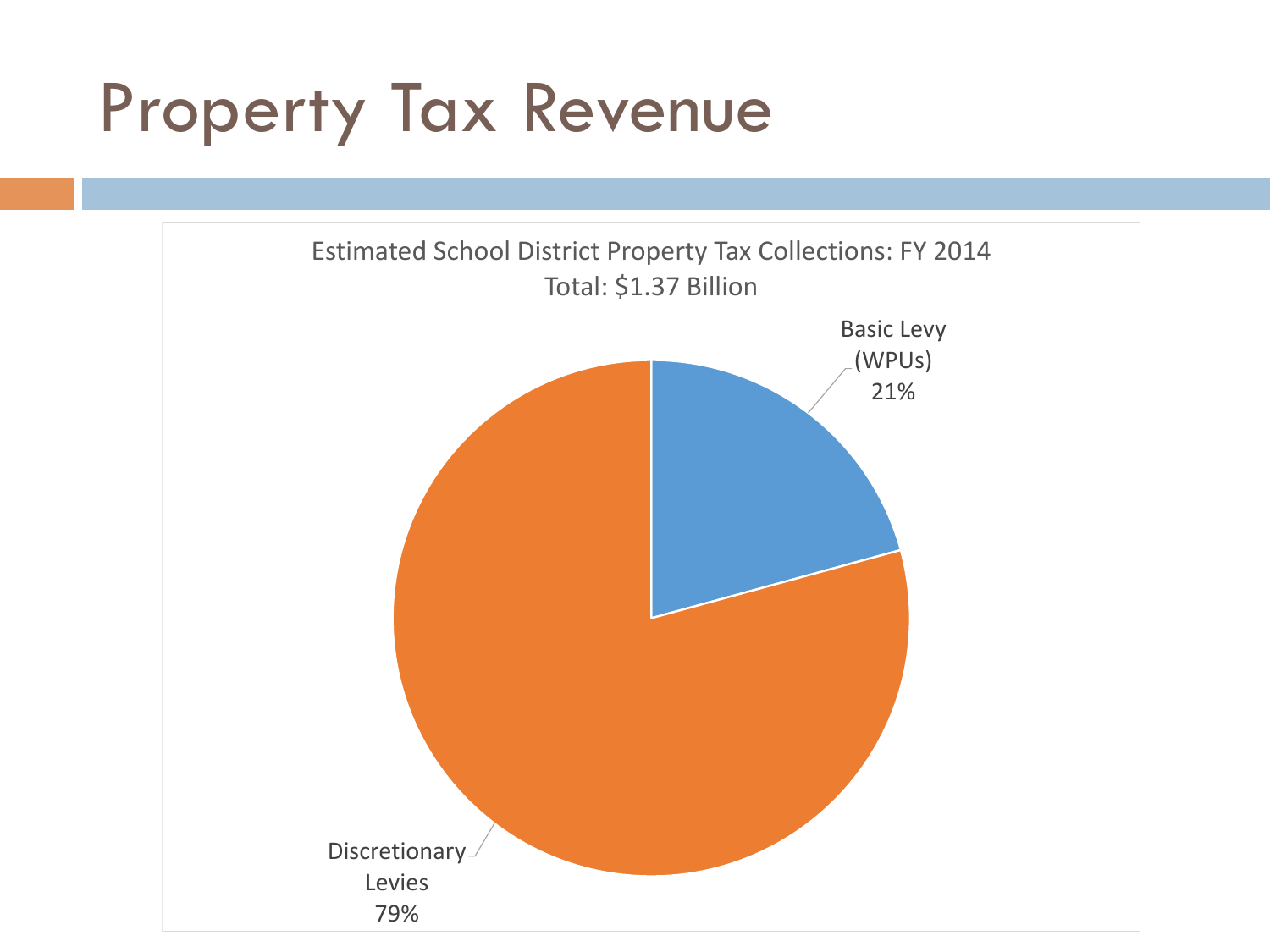# Property Tax Revenue

Estimated School District Property Tax Collections: FY 2014
Total: $1.37 Billion

Basic Levy (WPUs) 21%

Discretionary Levies 79%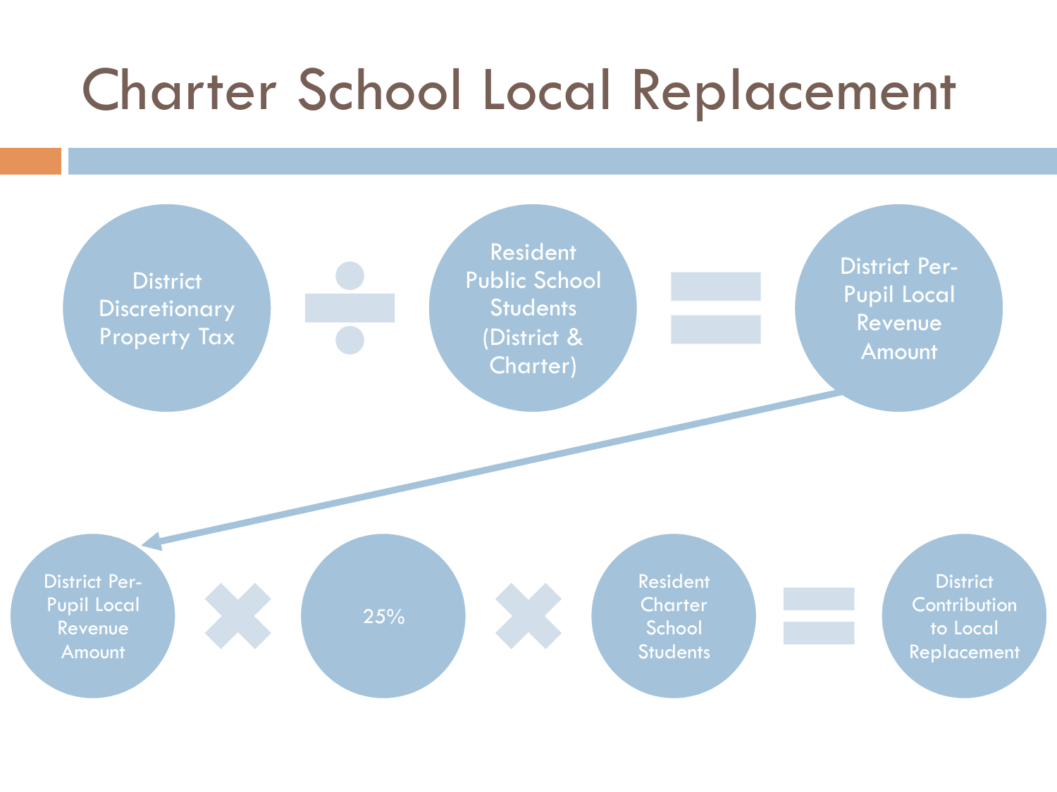# Charter School Local Replacement

District Discretionary Property Tax ÷ Resident Public School Students (District & Charter) = District Per-Pupil Local Revenue Amount

District Per-Pupil Local Revenue Amount × 25% × Resident Charter School Students = District Contribution to Local Replacement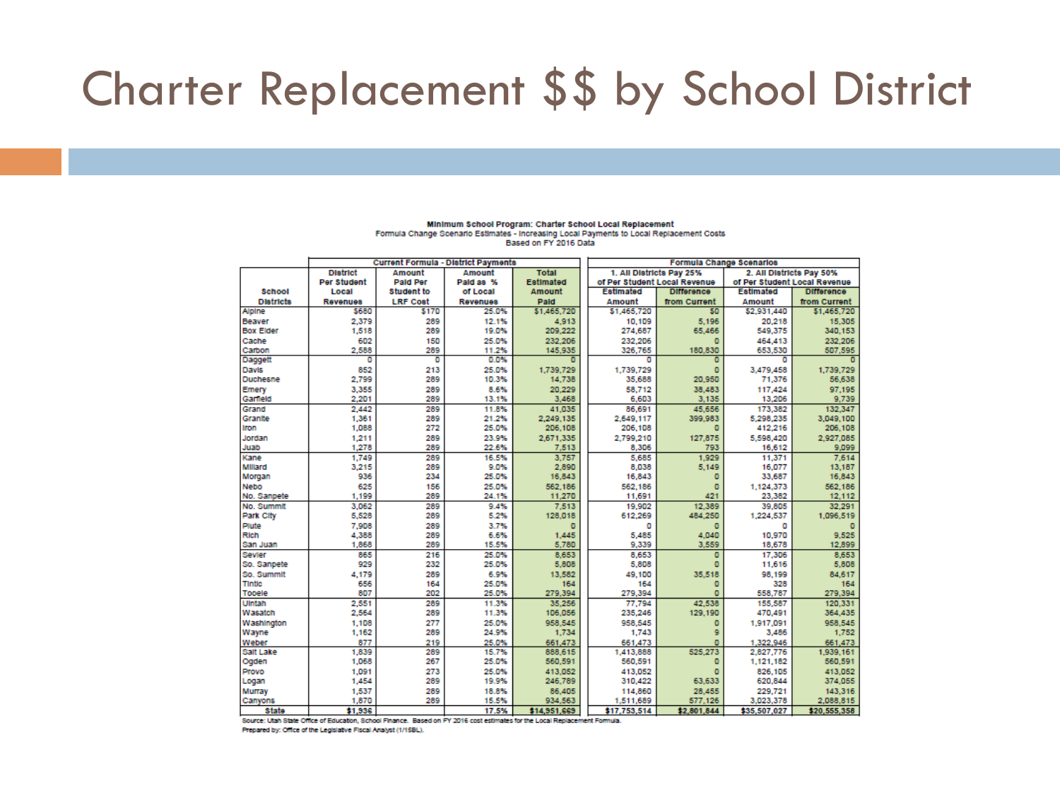# Charter Replacement $$ by School District

**Minimum School Program: Charter School Local Replacement**
Formula Change Scenario Estimates - Increasing Local Payments to Local Replacement Costs
Based on FY 2016 Data

| School Districts | Current Formula - District Payments | | | | Formula Change Scenarios | | | |
|---|---|---|---|---|---|---|---|---|
| | District Per Student Local Revenues | Amount Paid Per Student to LRF Cost | Amount Paid as % of Local Revenues | Total Estimated Amount Paid | 1. All Districts Pay 25% of Per Student Local Revenue | | 2. All Districts Pay 50% of Per Student Local Revenue | |
| | | | | | Estimated Amount | Difference from Current | Estimated Amount | Difference from Current |
| Alpine | $680 | $170 | 25.0% | $1,465,720 | $1,465,720 | $0 | $2,931,440 | $1,465,720 |
| Beaver | 2,379 | 289 | 12.1% | 4,913 | 10,109 | 5,196 | 20,218 | 15,305 |
| Box Elder | 1,518 | 289 | 19.0% | 209,222 | 274,687 | 65,466 | 549,375 | 340,153 |
| Cache | 602 | 150 | 25.0% | 232,206 | 232,206 | 0 | 464,413 | 232,206 |
| Carbon | 2,588 | 289 | 11.2% | 145,935 | 326,765 | 180,830 | 653,530 | 507,595 |
| Daggett | 0 | 0 | 0.0% | 0 | 0 | 0 | 0 | 0 |
| Davis | 852 | 213 | 25.0% | 1,739,729 | 1,739,729 | 0 | 3,479,458 | 1,739,729 |
| Duchesne | 2,799 | 289 | 10.3% | 14,738 | 35,688 | 20,950 | 71,376 | 56,638 |
| Emery | 3,355 | 289 | 8.6% | 20,229 | 58,712 | 38,483 | 117,424 | 97,195 |
| Garfield | 2,201 | 289 | 13.1% | 3,468 | 6,603 | 3,135 | 13,206 | 9,739 |
| Grand | 2,442 | 289 | 11.8% | 41,035 | 86,691 | 45,656 | 173,382 | 132,347 |
| Granite | 1,361 | 289 | 21.2% | 2,249,135 | 2,649,117 | 399,983 | 5,298,235 | 3,049,100 |
| Iron | 1,088 | 272 | 25.0% | 206,108 | 206,108 | 0 | 412,216 | 206,108 |
| Jordan | 1,211 | 289 | 23.9% | 2,671,335 | 2,799,210 | 127,875 | 5,598,420 | 2,927,085 |
| Juab | 1,278 | 289 | 22.6% | 7,513 | 8,306 | 793 | 16,612 | 9,099 |
| Kane | 1,749 | 289 | 16.5% | 3,757 | 5,685 | 1,929 | 11,371 | 7,614 |
| Millard | 3,215 | 289 | 9.0% | 2,890 | 8,038 | 5,149 | 16,077 | 13,187 |
| Morgan | 936 | 234 | 25.0% | 16,843 | 16,843 | 0 | 33,687 | 16,843 |
| Nebo | 625 | 156 | 25.0% | 562,186 | 562,186 | 0 | 1,124,373 | 562,186 |
| No. Sanpete | 1,199 | 289 | 24.1% | 11,270 | 11,691 | 421 | 23,382 | 12,112 |
| No. Summit | 3,062 | 289 | 9.4% | 7,513 | 19,902 | 12,389 | 39,805 | 32,291 |
| Park City | 5,528 | 289 | 5.2% | 128,018 | 612,269 | 484,250 | 1,224,537 | 1,096,519 |
| Piute | 7,908 | 289 | 3.7% | 0 | 0 | 0 | 0 | 0 |
| Rich | 4,388 | 289 | 6.6% | 1,445 | 5,485 | 4,040 | 10,970 | 9,525 |
| San Juan | 1,868 | 289 | 15.5% | 5,780 | 9,339 | 3,559 | 18,678 | 12,899 |
| Sevier | 865 | 216 | 25.0% | 8,653 | 8,653 | 0 | 17,306 | 8,653 |
| So. Sanpete | 929 | 232 | 25.0% | 5,808 | 5,808 | 0 | 11,616 | 5,808 |
| So. Summit | 4,179 | 289 | 6.9% | 13,582 | 49,100 | 35,518 | 98,199 | 84,617 |
| Tintic | 656 | 164 | 25.0% | 164 | 164 | 0 | 328 | 164 |
| Tooele | 807 | 202 | 25.0% | 279,394 | 279,394 | 0 | 558,787 | 279,394 |
| Uintah | 2,551 | 289 | 11.3% | 35,256 | 77,794 | 42,538 | 155,587 | 120,331 |
| Wasatch | 2,564 | 289 | 11.3% | 106,056 | 235,246 | 129,190 | 470,491 | 364,435 |
| Washington | 1,108 | 277 | 25.0% | 958,545 | 958,545 | 0 | 1,917,091 | 958,545 |
| Wayne | 1,162 | 289 | 24.9% | 1,734 | 1,743 | 9 | 3,486 | 1,752 |
| Weber | 877 | 219 | 25.0% | 661,473 | 661,473 | 0 | 1,322,946 | 661,473 |
| Salt Lake | 1,839 | 289 | 15.7% | 888,615 | 1,413,888 | 525,273 | 2,827,776 | 1,939,161 |
| Ogden | 1,068 | 267 | 25.0% | 560,591 | 560,591 | 0 | 1,121,182 | 560,591 |
| Provo | 1,091 | 273 | 25.0% | 413,052 | 413,052 | 0 | 826,105 | 413,052 |
| Logan | 1,454 | 289 | 19.9% | 246,789 | 310,422 | 63,633 | 620,844 | 374,055 |
| Murray | 1,537 | 289 | 18.8% | 86,405 | 114,860 | 28,455 | 229,721 | 143,316 |
| Canyons | 1,870 | 289 | 15.5% | 934,563 | 1,511,689 | 577,126 | 3,023,378 | 2,088,815 |
| **State** | **$1,936** | | **17.5%** | **$14,951,669** | **$17,753,514** | **$2,801,844** | **$35,507,027** | **$20,555,358** |

Source: Utah State Office of Education, School Finance. Based on FY 2016 cost estimates for the Local Replacement Formula.
Prepared by: Office of the Legislative Fiscal Analyst (1/15BL).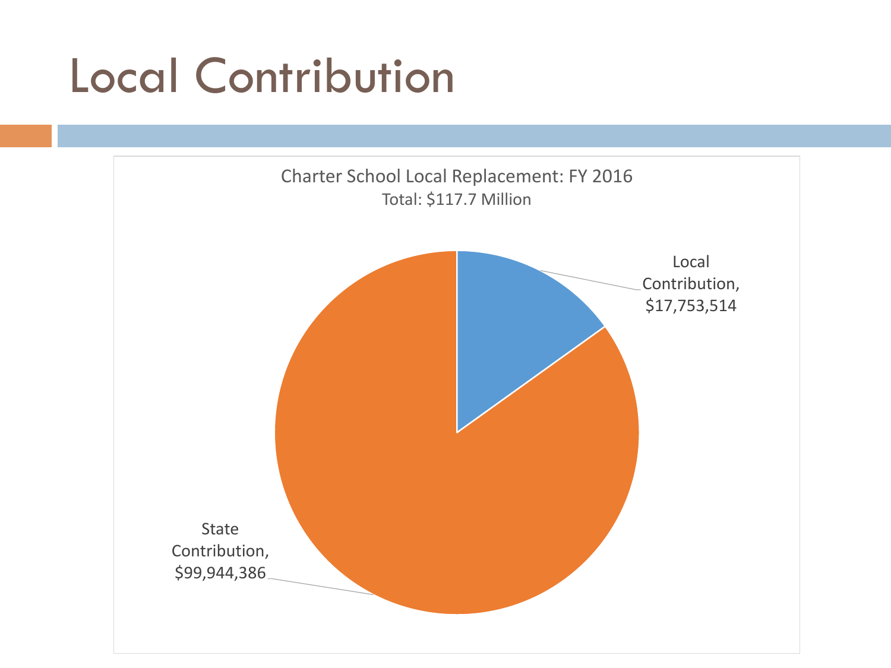# Local Contribution

Charter School Local Replacement: FY 2016
Total: $117.7 Million

Local Contribution, $17,753,514

State Contribution, $99,944,386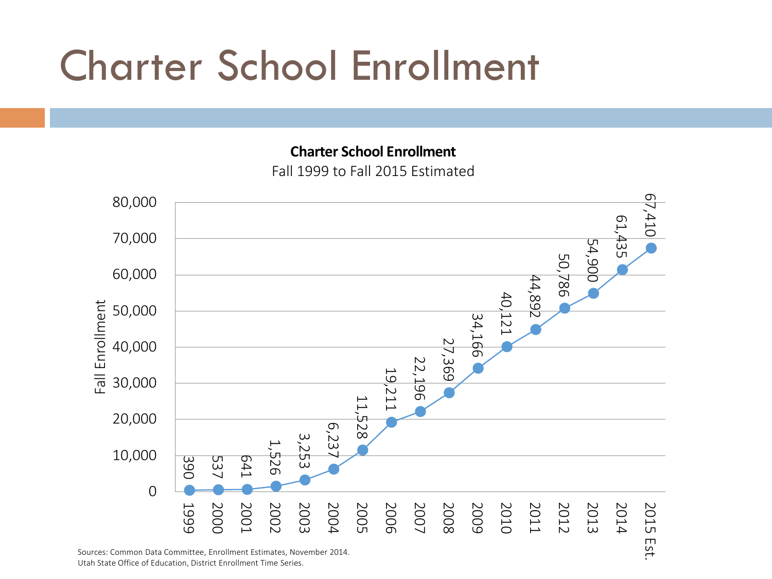# Charter School Enrollment

**Charter School Enrollment**

Fall 1999 to Fall 2015 Estimated

| Year | Fall Enrollment |
|---|---|
| 1999 | 390 |
| 2000 | 537 |
| 2001 | 641 |
| 2002 | 1,526 |
| 2003 | 3,253 |
| 2004 | 6,237 |
| 2005 | 11,528 |
| 2006 | 19,211 |
| 2007 | 22,196 |
| 2008 | 27,369 |
| 2009 | 34,166 |
| 2010 | 40,121 |
| 2011 | 44,892 |
| 2012 | 50,786 |
| 2013 | 54,900 |
| 2014 | 61,435 |
| 2015 Est. | 67,410 |

Sources: Common Data Committee, Enrollment Estimates, November 2014.
Utah State Office of Education, District Enrollment Time Series.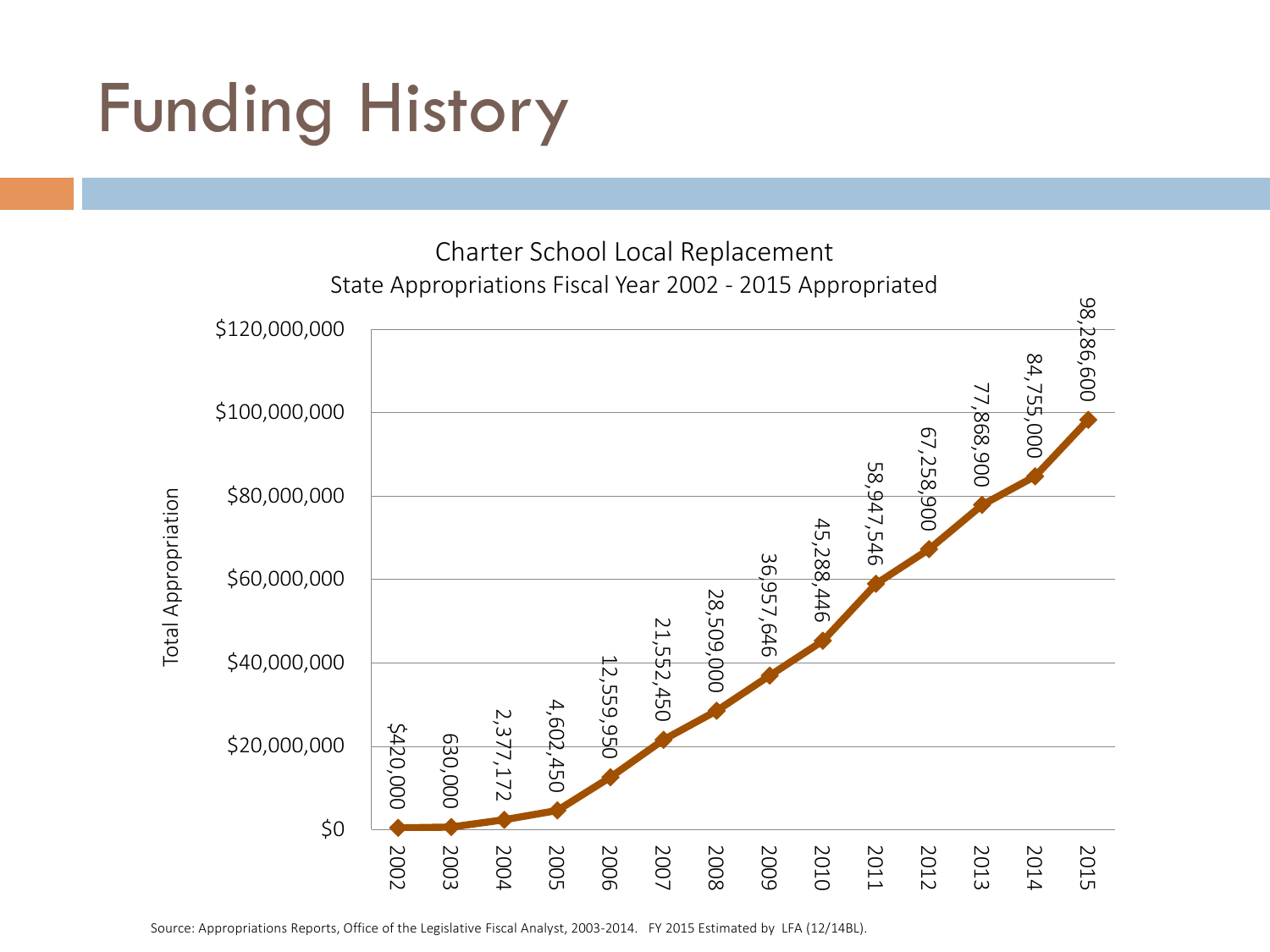# Funding History

Charter School Local Replacement
State Appropriations Fiscal Year 2002 - 2015 Appropriated

| Fiscal Year | Total Appropriation |
| --- | --- |
| 2002 | $420,000 |
| 2003 | 630,000 |
| 2004 | 2,377,172 |
| 2005 | 4,602,450 |
| 2006 | 12,559,950 |
| 2007 | 21,552,450 |
| 2008 | 28,509,000 |
| 2009 | 36,957,646 |
| 2010 | 45,288,446 |
| 2011 | 58,947,546 |
| 2012 | 67,258,900 |
| 2013 | 77,868,900 |
| 2014 | 84,755,000 |
| 2015 | 98,286,600 |

Source: Appropriations Reports, Office of the Legislative Fiscal Analyst, 2003-2014. FY 2015 Estimated by LFA (12/14BL).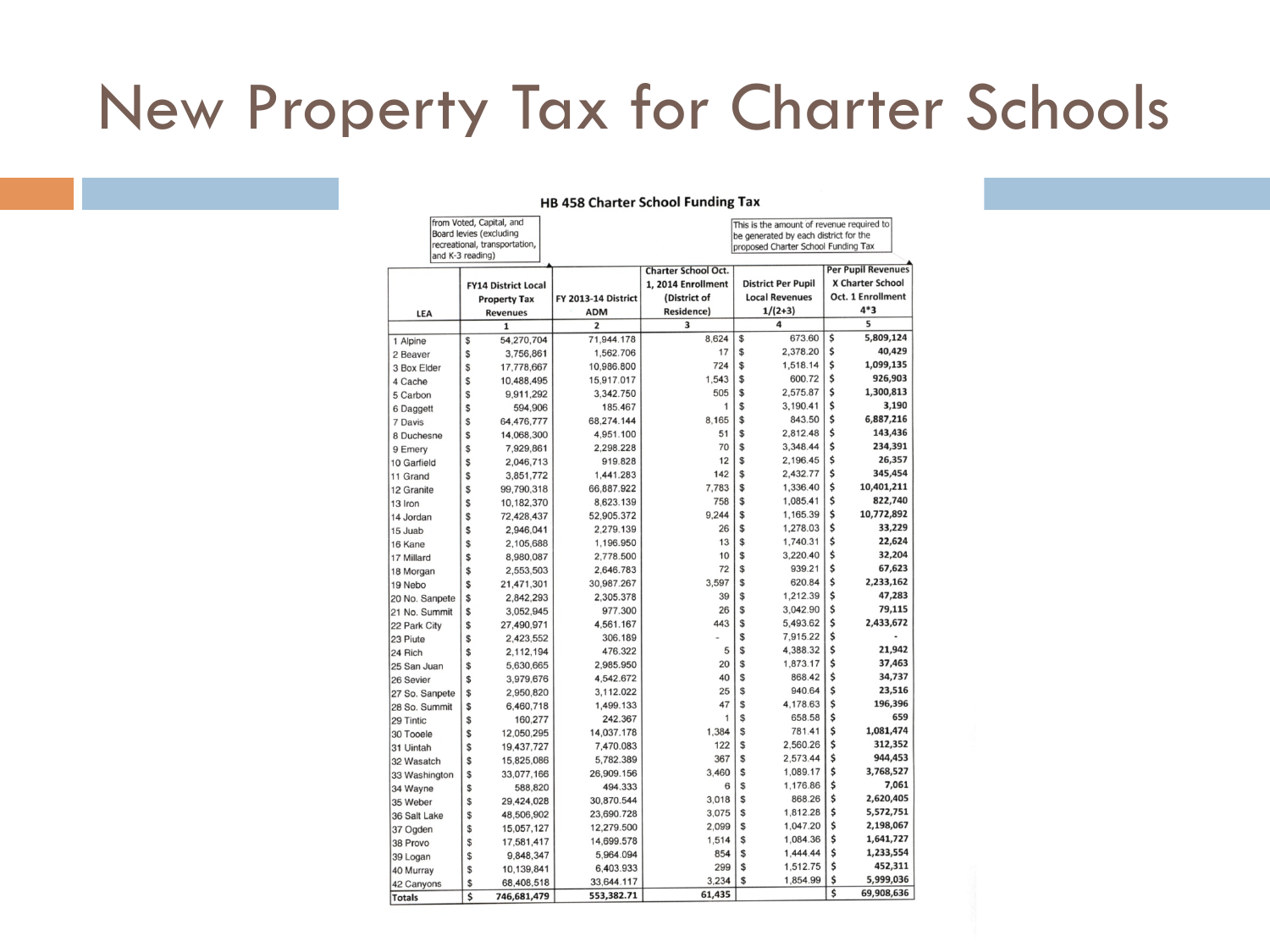# New Property Tax for Charter Schools

**HB 458 Charter School Funding Tax**

from Voted, Capital, and Board levies (excluding recreational, transportation, and K-3 reading)

This is the amount of revenue required to be generated by each district for the proposed Charter School Funding Tax

| LEA | FY14 District Local Property Tax Revenues | FY 2013-14 District ADM | Charter School Oct. 1, 2014 Enrollment (District of Residence) | District Per Pupil Local Revenues 1/(2+3) | Per Pupil Revenues X Charter School Oct. 1 Enrollment 4*3 |
|---|---|---|---|---|---|
| | 1 | 2 | 3 | 4 | 5 |
| 1 Alpine | $ 54,270,704 | 71,944.178 | 8,624 | $ 673.60 | $ 5,809,124 |
| 2 Beaver | $ 3,756,861 | 1,562.706 | 17 | $ 2,378.20 | $ 40,429 |
| 3 Box Elder | $ 17,778,667 | 10,986.800 | 724 | $ 1,518.14 | $ 1,099,135 |
| 4 Cache | $ 10,488,495 | 15,917.017 | 1,543 | $ 600.72 | $ 926,903 |
| 5 Carbon | $ 9,911,292 | 3,342.750 | 505 | $ 2,575.87 | $ 1,300,813 |
| 6 Daggett | $ 594,906 | 185.467 | 1 | $ 3,190.41 | $ 3,190 |
| 7 Davis | $ 64,476,777 | 68,274.144 | 8,165 | $ 843.50 | $ 6,887,216 |
| 8 Duchesne | $ 14,068,300 | 4,951.100 | 51 | $ 2,812.48 | $ 143,436 |
| 9 Emery | $ 7,929,861 | 2,298.228 | 70 | $ 3,348.44 | $ 234,391 |
| 10 Garfield | $ 2,046,713 | 919.828 | 12 | $ 2,196.45 | $ 26,357 |
| 11 Grand | $ 3,851,772 | 1,441.283 | 142 | $ 2,432.77 | $ 345,454 |
| 12 Granite | $ 99,790,318 | 66,887.922 | 7,783 | $ 1,336.40 | $ 10,401,211 |
| 13 Iron | $ 10,182,370 | 8,623.139 | 758 | $ 1,085.41 | $ 822,740 |
| 14 Jordan | $ 72,428,437 | 52,905.372 | 9,244 | $ 1,165.39 | $ 10,772,892 |
| 15 Juab | $ 2,946,041 | 2,279.139 | 26 | $ 1,278.03 | $ 33,229 |
| 16 Kane | $ 2,105,688 | 1,196.950 | 13 | $ 1,740.31 | $ 22,624 |
| 17 Millard | $ 8,980,087 | 2,778.500 | 10 | $ 3,220.40 | $ 32,204 |
| 18 Morgan | $ 2,553,503 | 2,646.783 | 72 | $ 939.21 | $ 67,623 |
| 19 Nebo | $ 21,471,301 | 30,987.267 | 3,597 | $ 620.84 | $ 2,233,162 |
| 20 No. Sanpete | $ 2,842,293 | 2,305.378 | 39 | $ 1,212.39 | $ 47,283 |
| 21 No. Summit | $ 3,052,945 | 977.300 | 26 | $ 3,042.90 | $ 79,115 |
| 22 Park City | $ 27,490,971 | 4,561.167 | 443 | $ 5,493.62 | $ 2,433,672 |
| 23 Piute | $ 2,423,552 | 306.189 | - | $ 7,915.22 | $ - |
| 24 Rich | $ 2,112,194 | 476.322 | 5 | $ 4,388.32 | $ 21,942 |
| 25 San Juan | $ 5,630,665 | 2,985.950 | 20 | $ 1,873.17 | $ 37,463 |
| 26 Sevier | $ 3,979,676 | 4,542.672 | 40 | $ 868.42 | $ 34,737 |
| 27 So. Sanpete | $ 2,950,820 | 3,112.022 | 25 | $ 940.64 | $ 23,516 |
| 28 So. Summit | $ 6,460,718 | 1,499.133 | 47 | $ 4,178.63 | $ 196,396 |
| 29 Tintic | $ 160,277 | 242.367 | 1 | $ 658.58 | $ 659 |
| 30 Tooele | $ 12,050,295 | 14,037.178 | 1,384 | $ 781.41 | $ 1,081,474 |
| 31 Uintah | $ 19,437,727 | 7,470.083 | 122 | $ 2,560.26 | $ 312,352 |
| 32 Wasatch | $ 15,825,086 | 5,782.389 | 367 | $ 2,573.44 | $ 944,453 |
| 33 Washington | $ 33,077,166 | 26,909.156 | 3,460 | $ 1,089.17 | $ 3,768,527 |
| 34 Wayne | $ 588,820 | 494.333 | 6 | $ 1,176.86 | $ 7,061 |
| 35 Weber | $ 29,424,028 | 30,870.544 | 3,018 | $ 868.26 | $ 2,620,405 |
| 36 Salt Lake | $ 48,506,902 | 23,690.728 | 3,075 | $ 1,812.28 | $ 5,572,751 |
| 37 Ogden | $ 15,057,127 | 12,279.500 | 2,099 | $ 1,047.20 | $ 2,198,067 |
| 38 Provo | $ 17,581,417 | 14,699.578 | 1,514 | $ 1,084.36 | $ 1,641,727 |
| 39 Logan | $ 9,848,347 | 5,964.094 | 854 | $ 1,444.44 | $ 1,233,554 |
| 40 Murray | $ 10,139,841 | 6,403.933 | 299 | $ 1,512.75 | $ 452,311 |
| 42 Canyons | $ 68,408,518 | 33,644.117 | 3,234 | $ 1,854.99 | $ 5,999,036 |
| **Totals** | **$ 746,681,479** | **553,382.71** | **61,435** | | **$ 69,908,636** |